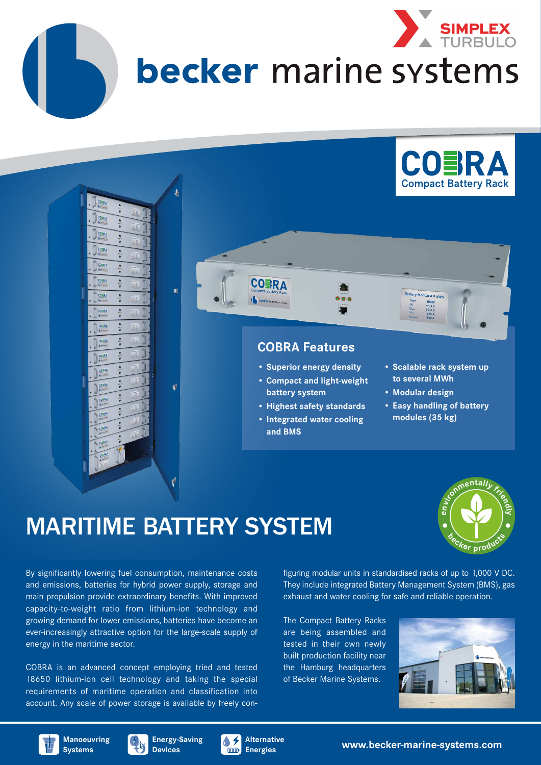# becker marine systems

SIMPLEX TURBULO

COBRA Compact Battery Rack

## COBRA Features

- Superior energy density
- Compact and light-weight battery system
- Highest safety standards
- Integrated water cooling and BMS
- Scalable rack system up to several MWh
- Modular design
- Easy handling of battery modules (35 kg)

# MARITIME BATTERY SYSTEM

By significantly lowering fuel consumption, maintenance costs and emissions, batteries for hybrid power supply, storage and main propulsion provide extraordinary benefits. With improved capacity-to-weight ratio from lithium-ion technology and growing demand for lower emissions, batteries have become an ever-increasingly attractive option for the large-scale supply of energy in the maritime sector.

COBRA is an advanced concept employing tried and tested 18650 lithium-ion cell technology and taking the special requirements of maritime operation and classification into account. Any scale of power storage is available by freely configuring modular units in standardised racks of up to 1,000 V DC. They include integrated Battery Management System (BMS), gas exhaust and water-cooling for safe and reliable operation.

The Compact Battery Racks are being assembled and tested in their own newly built production facility near the Hamburg headquarters of Becker Marine Systems.

Manoeuvring Systems | Energy-Saving Devices | Alternative Energies

www.becker-marine-systems.com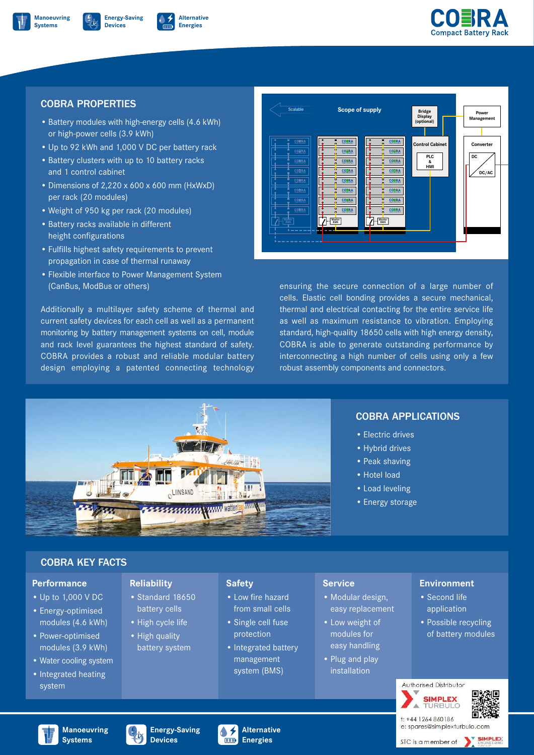# COBRA Compact Battery Rack

## COBRA PROPERTIES

- Battery modules with high-energy cells (4.6 kWh) or high-power cells (3.9 kWh)
- Up to 92 kWh and 1,000 V DC per battery rack
- Battery clusters with up to 10 battery racks and 1 control cabinet
- Dimensions of 2,220 x 600 x 600 mm (HxWxD) per rack (20 modules)
- Weight of 950 kg per rack (20 modules)
- Battery racks available in different height configurations
- Fulfills highest safety requirements to prevent propagation in case of thermal runaway
- Flexible interface to Power Management System (CanBus, ModBus or others)

Additionally a multilayer safety scheme of thermal and current safety devices for each cell as well as a permanent monitoring by battery management systems on cell, module and rack level guarantees the highest standard of safety. COBRA provides a robust and reliable modular battery design employing a patented connecting technology ensuring the secure connection of a large number of cells. Elastic cell bonding provides a secure mechanical, thermal and electrical contacting for the entire service life as well as maximum resistance to vibration. Employing standard, high-quality 18650 cells with high energy density, COBRA is able to generate outstanding performance by interconnecting a high number of cells using only a few robust assembly components and connectors.

Scalable
Scope of supply
Bridge Display (optional)
Power Management
Control Cabinet
PLC & HMI
Converter
DC
DC/AC
Master BMS

## COBRA APPLICATIONS

- Electric drives
- Hybrid drives
- Peak shaving
- Hotel load
- Load leveling
- Energy storage

## COBRA KEY FACTS

### Performance
- Up to 1,000 V DC
- Energy-optimised modules (4.6 kWh)
- Power-optimised modules (3.9 kWh)
- Water cooling system
- Integrated heating system

### Reliability
- Standard 18650 battery cells
- High cycle life
- High quality battery system

### Safety
- Low fire hazard from small cells
- Single cell fuse protection
- Integrated battery management system (BMS)

### Service
- Modular design, easy replacement
- Low weight of modules for easy handling
- Plug and play installation

### Environment
- Second life application
- Possible recycling of battery modules

Authorised Distributor
SIMPLEX TURBULO
t: +44 1264 860186
e: spares@simplexturbulo.com
STC is a member of SIMPLEX ENGINEERING GROUP

Manoeuvring Systems | Energy-Saving Devices | Alternative Energies